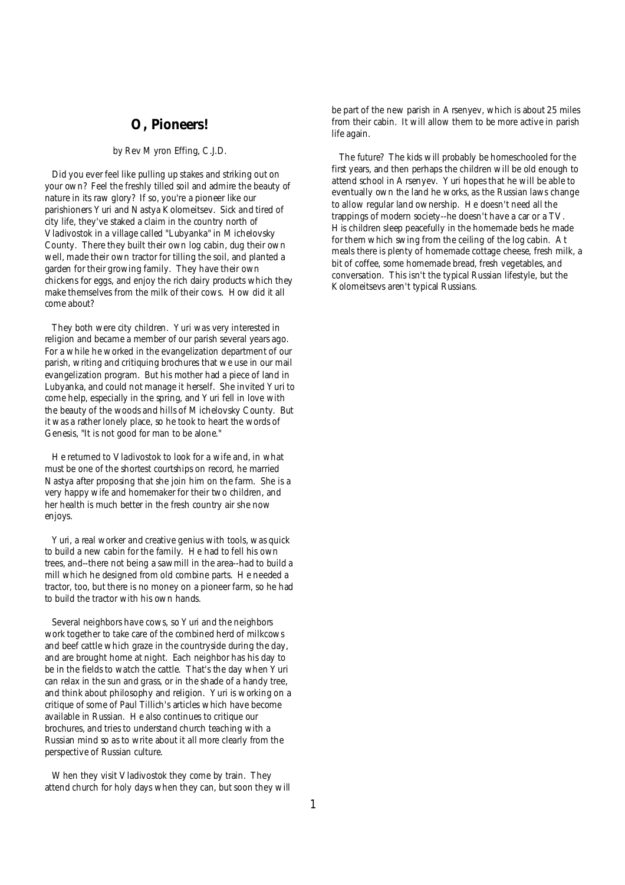## O, Pioneers!

by Rev Myron Effing, C.J.D.

Did you ever feel like pulling up stakes and striking out on your own? Feel the freshly tilled soil and admire the beauty of nature in its raw glory? If so, you're a pioneer like our parishioners Yuri and Nastya Kolomeitsev. Sick and tired of city life, they've staked a claim in the country north of Vladivostok in a village called "Lubyanka" in Michelovsky County. There they built their own log cabin, dug their own well, made their own tractor for tilling the soil, and planted a garden for their growing family. They have their own chickens for eggs, and enjoy the rich dairy products which they make themselves from the milk of their cows. How did it all come about?

They both were city children. Yuri was very interested in religion and became a member of our parish several years ago. For a while he worked in the evangelization department of our parish, writing and critiquing brochures that we use in our mail evangelization program. But his mother had a piece of land in Lubyanka, and could not manage it herself. She invited Yuri to come help, especially in the spring, and Yuri fell in love with the beauty of the woods and hills of Michelovsky County. But it was a rather lonely place, so he took to heart the words of Genesis, "It is not good for man to be alone."

He returned to Vladivostok to look for a wife and, in what must be one of the shortest courtships on record, he married Nastya after proposing that she join him on the farm. She is a very happy wife and homemaker for their two children, and her health is much better in the fresh country air she now enjoys.

Yuri, a real worker and creative genius with tools, was quick to build a new cabin for the family. He had to fell his own trees, and--there not being a sawmill in the area--had to build a mill which he designed from old combine parts. He needed a tractor, too, but there is no money on a pioneer farm, so he had to build the tractor with his own hands.

Several neighbors have cows, so Yuri and the neighbors work together to take care of the combined herd of milkcows and beef cattle which graze in the countryside during the day, and are brought home at night. Each neighbor has his day to be in the fields to watch the cattle. That's the day when Yuri can relax in the sun and grass, or in the shade of a handy tree, and think about philosophy and religion. Yuri is working on a critique of some of Paul Tillich's articles which have become available in Russian. He also continues to critique our brochures, and tries to understand church teaching with a Russian mind so as to write about it all more clearly from the perspective of Russian culture.

When they visit Vladivostok they come by train. They attend church for holy days when they can, but soon they will be part of the new parish in Arsenyev, which is about 25 miles from their cabin. It will allow them to be more active in parish life again.

The future? The kids will probably be homeschooled for the first years, and then perhaps the children will be old enough to attend school in Arsenyev. Yuri hopes that he will be able to eventually own the land he works, as the Russian laws change to allow regular land ownership. He doesn't need all the trappings of modern society--he doesn't have a car or a TV. His children sleep peacefully in the homemade beds he made for them which swing from the ceiling of the log cabin. At meals there is plenty of homemade cottage cheese, fresh milk, a bit of coffee, some homemade bread, fresh vegetables, and conversation. This isn't the typical Russian lifestyle, but the Kolomeitsevs aren't typical Russians.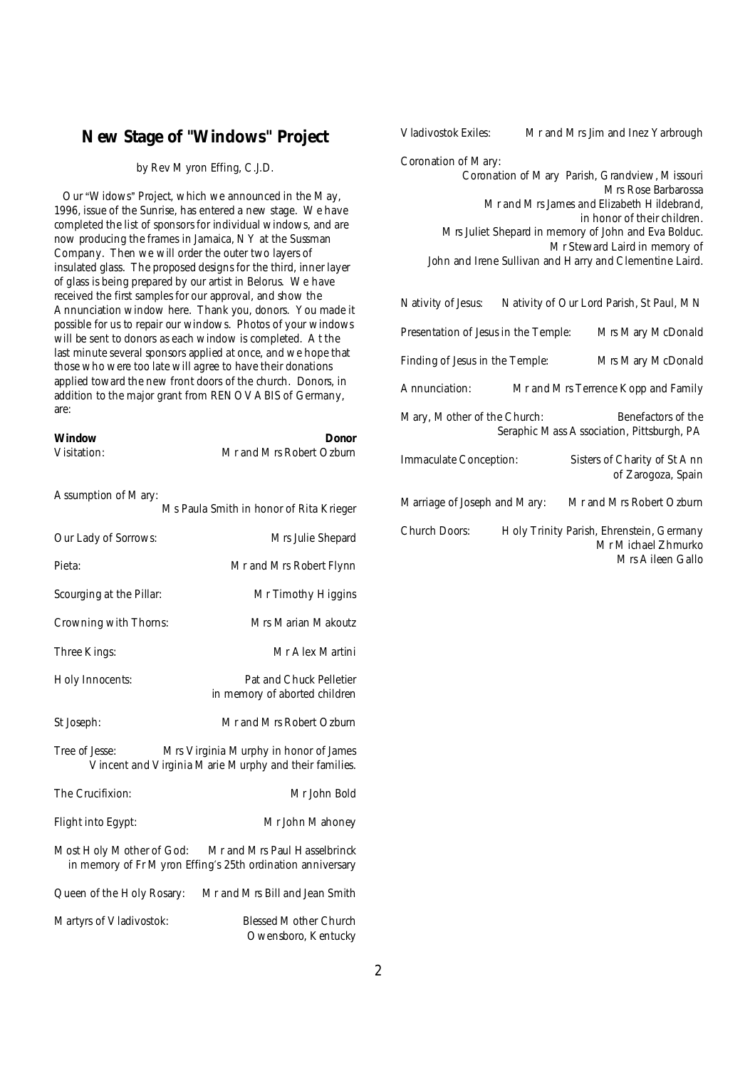## New Stage of "Windows" Project

by Rev Myron Effing, C.J.D.

Our "Widows" Project, which we announced in the May, 1996, issue of the Sunrise, has entered a new stage. We have completed the list of sponsors for individual windows, and are now producing the frames in Jamaica, NY at the Sussman Company. Then we will order the outer two layers of insulated glass. The proposed designs for the third, inner layer of glass is being prepared by our artist in Belorus. We have received the first samples for our approval, and show the Annunciation window here. Thank you, donors. You made it possible for us to repair our windows. Photos of your windows will be sent to donors as each window is completed. At the last minute several sponsors applied at once, and we hope that those who were too late will agree to have their donations applied toward the new front doors of the church. Donors, in addition to the major grant from RENOVABIS of Germany, are:

| Window | Donor |
|---|---|
| Visitation: | Mr and Mrs Robert Ozburn |
| Assumption of Mary: | Ms Paula Smith in honor of Rita Krieger |
| Our Lady of Sorrows: | Mrs Julie Shepard |
| Pieta: | Mr and Mrs Robert Flynn |
| Scourging at the Pillar: | Mr Timothy Higgins |
| Crowning with Thorns: | Mrs Marian Makoutz |
| Three Kings: | Mr Alex Martini |
| Holy Innocents: | Pat and Chuck Pelletier in memory of aborted children |
| St Joseph: | Mr and Mrs Robert Ozburn |
| Tree of Jesse: | Mrs Virginia Murphy in honor of James Vincent and Virginia Marie Murphy and their families. |
| The Crucifixion: | Mr John Bold |
| Flight into Egypt: | Mr John Mahoney |
| Most Holy Mother of God: | Mr and Mrs Paul Hasselbrinck in memory of Fr Myron Effing's 25th ordination anniversary |
| Queen of the Holy Rosary: | Mr and Mrs Bill and Jean Smith |
| Martyrs of Vladivostok: | Blessed Mother Church Owensboro, Kentucky |
| Vladivostok Exiles: | Mr and Mrs Jim and Inez Yarbrough |
| Coronation of Mary: | Coronation of Mary Parish, Grandview, Missouri; Mrs Rose Barbarossa; Mr and Mrs James and Elizabeth Hildebrand, in honor of their children.; Mrs Juliet Shepard in memory of John and Eva Bolduc.; Mr Steward Laird in memory of John and Irene Sullivan and Harry and Clementine Laird. |
| Nativity of Jesus: | Nativity of Our Lord Parish, St Paul, MN |
| Presentation of Jesus in the Temple: | Mrs Mary McDonald |
| Finding of Jesus in the Temple: | Mrs Mary McDonald |
| Annunciation: | Mr and Mrs Terrence Kopp and Family |
| Mary, Mother of the Church: | Benefactors of the Seraphic Mass Association, Pittsburgh, PA |
| Immaculate Conception: | Sisters of Charity of St Ann of Zarogoza, Spain |
| Marriage of Joseph and Mary: | Mr and Mrs Robert Ozburn |
| Church Doors: | Holy Trinity Parish, Ehrenstein, Germany; Mr Michael Zhmurko; Mrs Aileen Gallo |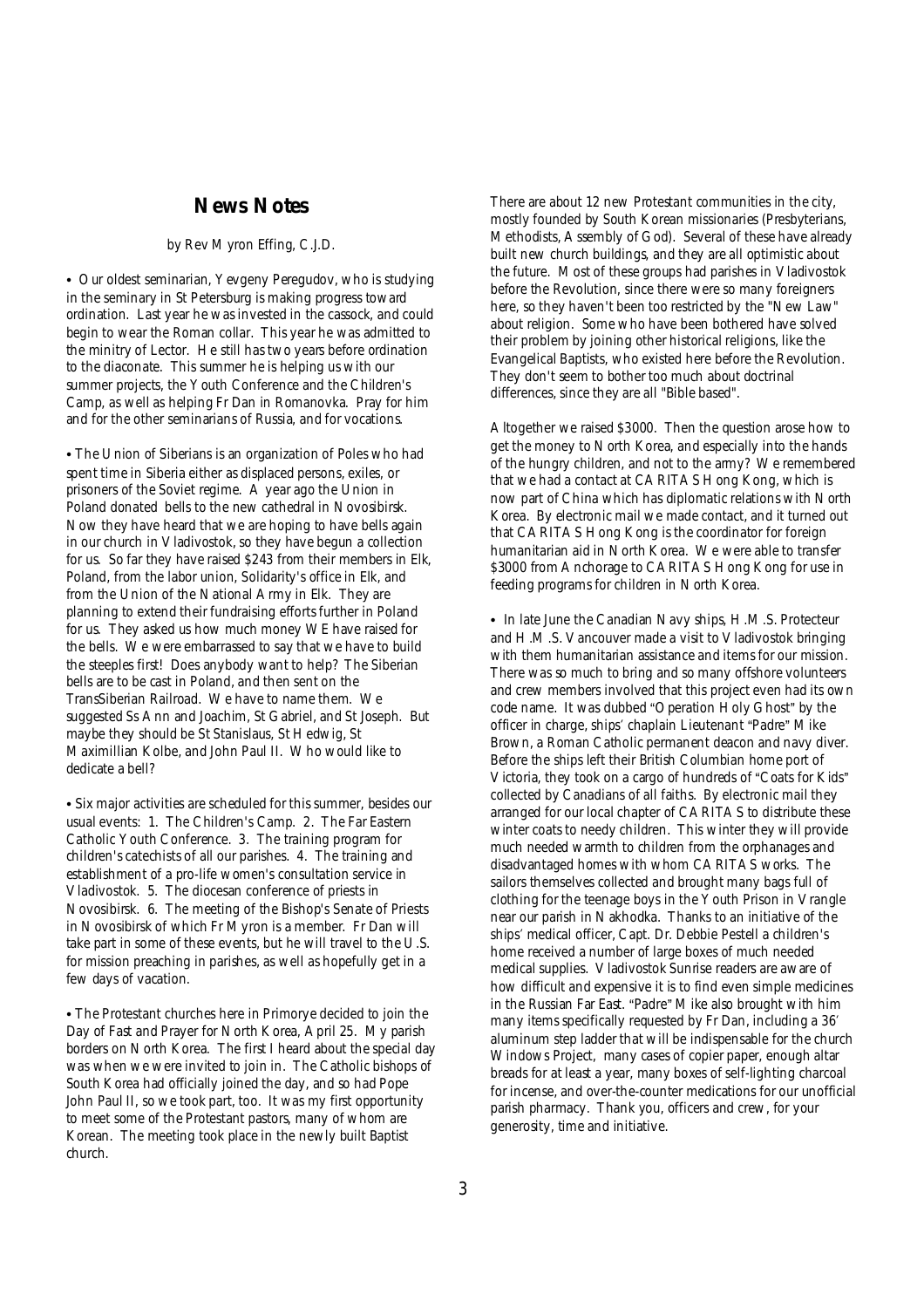## News Notes

by Rev Myron Effing, C.J.D.

- Our oldest seminarian, Yevgeny Peregudov, who is studying in the seminary in St Petersburg is making progress toward ordination. Last year he was invested in the cassock, and could begin to wear the Roman collar. This year he was admitted to the minitry of Lector. He still has two years before ordination to the diaconate. This summer he is helping us with our summer projects, the Youth Conference and the Children's Camp, as well as helping Fr Dan in Romanovka. Pray for him and for the other seminarians of Russia, and for vocations.

- The Union of Siberians is an organization of Poles who had spent time in Siberia either as displaced persons, exiles, or prisoners of the Soviet regime. A year ago the Union in Poland donated bells to the new cathedral in Novosibirsk. Now they have heard that we are hoping to have bells again in our church in Vladivostok, so they have begun a collection for us. So far they have raised $243 from their members in Elk, Poland, from the labor union, Solidarity's office in Elk, and from the Union of the National Army in Elk. They are planning to extend their fundraising efforts further in Poland for us. They asked us how much money WE have raised for the bells. We were embarrassed to say that we have to build the steeples first! Does anybody want to help? The Siberian bells are to be cast in Poland, and then sent on the TransSiberian Railroad. We have to name them. We suggested Ss Ann and Joachim, St Gabriel, and St Joseph. But maybe they should be St Stanislaus, St Hedwig, St Maximillian Kolbe, and John Paul II. Who would like to dedicate a bell?

- Six major activities are scheduled for this summer, besides our usual events: 1. The Children's Camp. 2. The Far Eastern Catholic Youth Conference. 3. The training program for children's catechists of all our parishes. 4. The training and establishment of a pro-life women's consultation service in Vladivostok. 5. The diocesan conference of priests in Novosibirsk. 6. The meeting of the Bishop's Senate of Priests in Novosibirsk of which Fr Myron is a member. Fr Dan will take part in some of these events, but he will travel to the U.S. for mission preaching in parishes, as well as hopefully get in a few days of vacation.

- The Protestant churches here in Primorye decided to join the Day of Fast and Prayer for North Korea, April 25. My parish borders on North Korea. The first I heard about the special day was when we were invited to join in. The Catholic bishops of South Korea had officially joined the day, and so had Pope John Paul II, so we took part, too. It was my first opportunity to meet some of the Protestant pastors, many of whom are Korean. The meeting took place in the newly built Baptist church.

There are about 12 new Protestant communities in the city, mostly founded by South Korean missionaries (Presbyterians, Methodists, Assembly of God). Several of these have already built new church buildings, and they are all optimistic about the future. Most of these groups had parishes in Vladivostok before the Revolution, since there were so many foreigners here, so they haven't been too restricted by the "New Law" about religion. Some who have been bothered have solved their problem by joining other historical religions, like the Evangelical Baptists, who existed here before the Revolution. They don't seem to bother too much about doctrinal differences, since they are all "Bible based".

Altogether we raised $3000. Then the question arose how to get the money to North Korea, and especially into the hands of the hungry children, and not to the army? We remembered that we had a contact at CARITAS Hong Kong, which is now part of China which has diplomatic relations with North Korea. By electronic mail we made contact, and it turned out that CARITAS Hong Kong is the coordinator for foreign humanitarian aid in North Korea. We were able to transfer $3000 from Anchorage to CARITAS Hong Kong for use in feeding programs for children in North Korea.

- In late June the Canadian Navy ships, H.M.S. Protecteur and H.M.S. Vancouver made a visit to Vladivostok bringing with them humanitarian assistance and items for our mission. There was so much to bring and so many offshore volunteers and crew members involved that this project even had its own code name. It was dubbed "Operation Holy Ghost" by the officer in charge, ships' chaplain Lieutenant "Padre" Mike Brown, a Roman Catholic permanent deacon and navy diver. Before the ships left their British Columbian home port of Victoria, they took on a cargo of hundreds of "Coats for Kids" collected by Canadians of all faiths. By electronic mail they arranged for our local chapter of CARITAS to distribute these winter coats to needy children. This winter they will provide much needed warmth to children from the orphanages and disadvantaged homes with whom CARITAS works. The sailors themselves collected and brought many bags full of clothing for the teenage boys in the Youth Prison in Vrangle near our parish in Nakhodka. Thanks to an initiative of the ships' medical officer, Capt. Dr. Debbie Pestell a children's home received a number of large boxes of much needed medical supplies. Vladivostok Sunrise readers are aware of how difficult and expensive it is to find even simple medicines in the Russian Far East. "Padre" Mike also brought with him many items specifically requested by Fr Dan, including a 36' aluminum step ladder that will be indispensable for the church Windows Project, many cases of copier paper, enough altar breads for at least a year, many boxes of self-lighting charcoal for incense, and over-the-counter medications for our unofficial parish pharmacy. Thank you, officers and crew, for your generosity, time and initiative.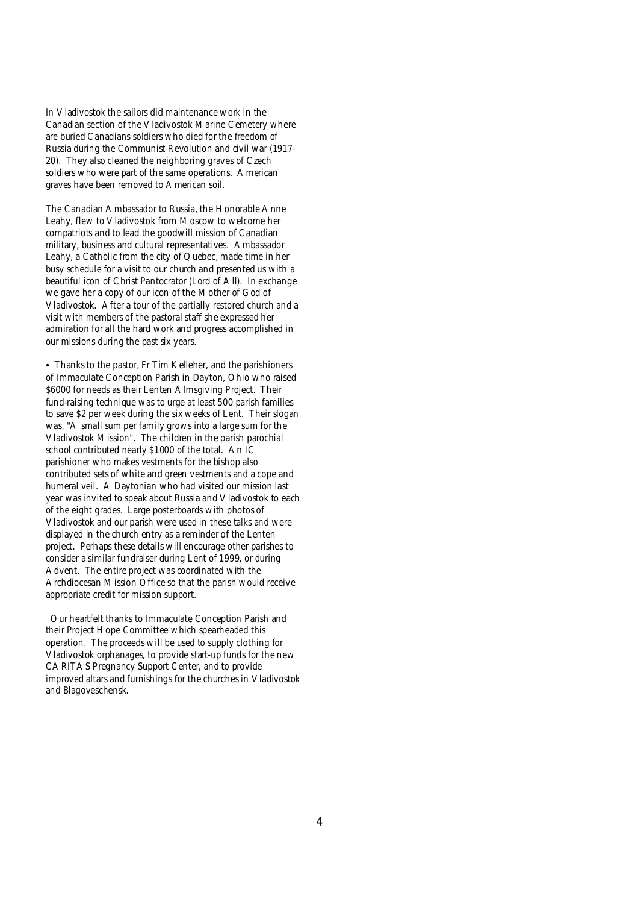In Vladivostok the sailors did maintenance work in the Canadian section of the Vladivostok Marine Cemetery where are buried Canadians soldiers who died for the freedom of Russia during the Communist Revolution and civil war (1917-20). They also cleaned the neighboring graves of Czech soldiers who were part of the same operations. American graves have been removed to American soil.

The Canadian Ambassador to Russia, the Honorable Anne Leahy, flew to Vladivostok from Moscow to welcome her compatriots and to lead the goodwill mission of Canadian military, business and cultural representatives. Ambassador Leahy, a Catholic from the city of Quebec, made time in her busy schedule for a visit to our church and presented us with a beautiful icon of Christ Pantocrator (Lord of All). In exchange we gave her a copy of our icon of the Mother of God of Vladivostok. After a tour of the partially restored church and a visit with members of the pastoral staff she expressed her admiration for all the hard work and progress accomplished in our missions during the past six years.

• Thanks to the pastor, Fr Tim Kelleher, and the parishioners of Immaculate Conception Parish in Dayton, Ohio who raised $6000 for needs as their Lenten Almsgiving Project. Their fund-raising technique was to urge at least 500 parish families to save $2 per week during the six weeks of Lent. Their slogan was, "A small sum per family grows into a large sum for the Vladivostok Mission". The children in the parish parochial school contributed nearly $1000 of the total. An IC parishioner who makes vestments for the bishop also contributed sets of white and green vestments and a cope and humeral veil. A Daytonian who had visited our mission last year was invited to speak about Russia and Vladivostok to each of the eight grades. Large posterboards with photos of Vladivostok and our parish were used in these talks and were displayed in the church entry as a reminder of the Lenten project. Perhaps these details will encourage other parishes to consider a similar fundraiser during Lent of 1999, or during Advent. The entire project was coordinated with the Archdiocesan Mission Office so that the parish would receive appropriate credit for mission support.

Our heartfelt thanks to Immaculate Conception Parish and their Project Hope Committee which spearheaded this operation. The proceeds will be used to supply clothing for Vladivostok orphanages, to provide start-up funds for the new CARITAS Pregnancy Support Center, and to provide improved altars and furnishings for the churches in Vladivostok and Blagoveschensk.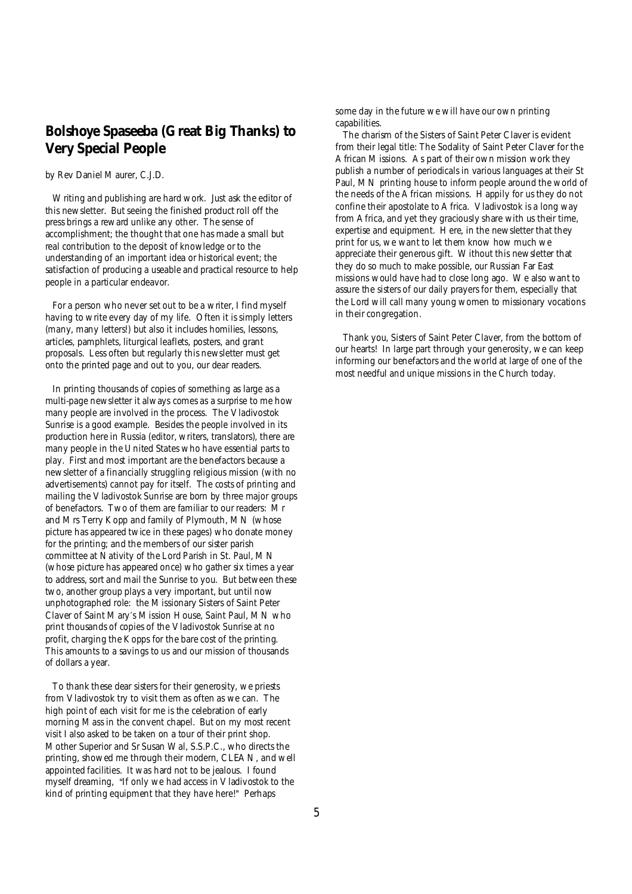## Bolshoye Spaseeba (Great Big Thanks) to Very Special People

by Rev Daniel Maurer, C.J.D.

Writing and publishing are hard work. Just ask the editor of this newsletter. But seeing the finished product roll off the press brings a reward unlike any other. The sense of accomplishment; the thought that one has made a small but real contribution to the deposit of knowledge or to the understanding of an important idea or historical event; the satisfaction of producing a useable and practical resource to help people in a particular endeavor.

For a person who never set out to be a writer, I find myself having to write every day of my life. Often it is simply letters (many, many letters!) but also it includes homilies, lessons, articles, pamphlets, liturgical leaflets, posters, and grant proposals. Less often but regularly this newsletter must get onto the printed page and out to you, our dear readers.

In printing thousands of copies of something as large as a multi-page newsletter it always comes as a surprise to me how many people are involved in the process. The Vladivostok Sunrise is a good example. Besides the people involved in its production here in Russia (editor, writers, translators), there are many people in the United States who have essential parts to play. First and most important are the benefactors because a newsletter of a financially struggling religious mission (with no advertisements) cannot pay for itself. The costs of printing and mailing the Vladivostok Sunrise are born by three major groups of benefactors. Two of them are familiar to our readers: Mr and Mrs Terry Kopp and family of Plymouth, MN (whose picture has appeared twice in these pages) who donate money for the printing; and the members of our sister parish committee at Nativity of the Lord Parish in St. Paul, MN (whose picture has appeared once) who gather six times a year to address, sort and mail the Sunrise to you. But between these two, another group plays a very important, but until now unphotographed role: the Missionary Sisters of Saint Peter Claver of Saint Mary's Mission House, Saint Paul, MN who print thousands of copies of the Vladivostok Sunrise at no profit, charging the Kopps for the bare cost of the printing. This amounts to a savings to us and our mission of thousands of dollars a year.

To thank these dear sisters for their generosity, we priests from Vladivostok try to visit them as often as we can. The high point of each visit for me is the celebration of early morning Mass in the convent chapel. But on my most recent visit I also asked to be taken on a tour of their print shop. Mother Superior and Sr Susan Wal, S.S.P.C., who directs the printing, showed me through their modern, CLEAN, and well appointed facilities. It was hard not to be jealous. I found myself dreaming, "If only we had access in Vladivostok to the kind of printing equipment that they have here!" Perhaps some day in the future we will have our own printing capabilities.

The charism of the Sisters of Saint Peter Claver is evident from their legal title: The Sodality of Saint Peter Claver for the African Missions. As part of their own mission work they publish a number of periodicals in various languages at their St Paul, MN printing house to inform people around the world of the needs of the African missions. Happily for us they do not confine their apostolate to Africa. Vladivostok is a long way from Africa, and yet they graciously share with us their time, expertise and equipment. Here, in the newsletter that they print for us, we want to let them know how much we appreciate their generous gift. Without this newsletter that they do so much to make possible, our Russian Far East missions would have had to close long ago. We also want to assure the sisters of our daily prayers for them, especially that the Lord will call many young women to missionary vocations in their congregation.

Thank you, Sisters of Saint Peter Claver, from the bottom of our hearts! In large part through your generosity, we can keep informing our benefactors and the world at large of one of the most needful and unique missions in the Church today.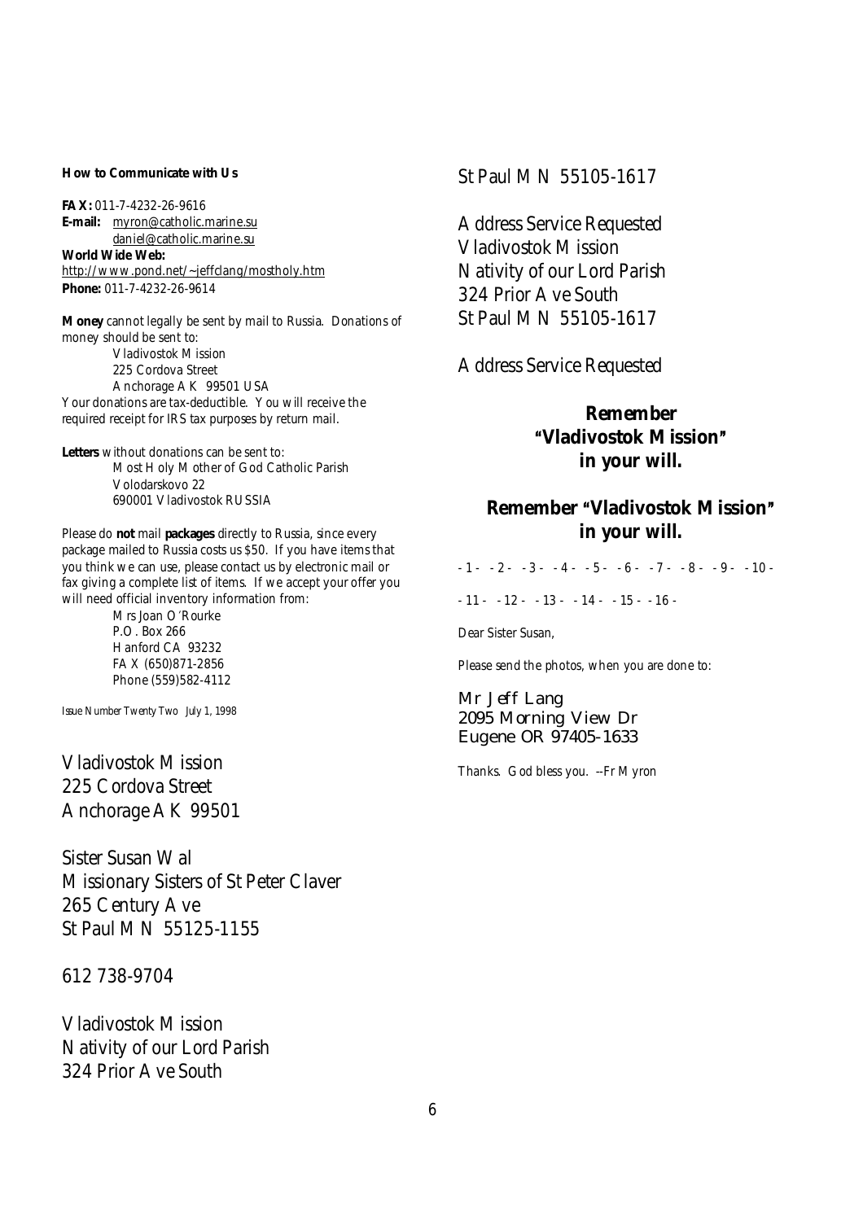**How to Communicate with Us**

**FAX:** 011-7-4232-26-9616
**E-mail:** myron@catholic.marine.su
daniel@catholic.marine.su
**World Wide Web:**
http://www.pond.net/~jeffclang/mostholy.htm
**Phone:** 011-7-4232-26-9614

**Money** cannot legally be sent by mail to Russia. Donations of money should be sent to:

Vladivostok Mission
225 Cordova Street
Anchorage AK 99501 USA

Your donations are tax-deductible. You will receive the required receipt for IRS tax purposes by return mail.

**Letters** without donations can be sent to:

Most Holy Mother of God Catholic Parish
Volodarskovo 22
690001 Vladivostok RUSSIA

Please do **not** mail **packages** directly to Russia, since every package mailed to Russia costs us $50. If you have items that you think we can use, please contact us by electronic mail or fax giving a complete list of items. If we accept your offer you will need official inventory information from:

Mrs Joan O'Rourke
P.O. Box 266
Hanford CA 93232
FAX (650)871-2856
Phone (559)582-4112

*Issue Number Twenty Two July 1, 1998*

Vladivostok Mission
225 Cordova Street
Anchorage AK 99501

Sister Susan Wal
Missionary Sisters of St Peter Claver
265 Century Ave
St Paul MN 55125-1155

612 738-9704

Vladivostok Mission
Nativity of our Lord Parish
324 Prior Ave South
St Paul MN 55105-1617

Address Service Requested

Vladivostok Mission
Nativity of our Lord Parish
324 Prior Ave South
St Paul MN 55105-1617

Address Service Requested

**Remember "Vladivostok Mission" in your will.**

**Remember "Vladivostok Mission" in your will.**

- 1 - - 2 - - 3 - - 4 - - 5 - - 6 - - 7 - - 8 - - 9 - - 10 -

- 11 - - 12 - - 13 - - 14 - - 15 - - 16 -

Dear Sister Susan,

Please send the photos, when you are done to:

Mr Jeff Lang
2095 Morning View Dr
Eugene OR 97405-1633

Thanks. God bless you. --Fr Myron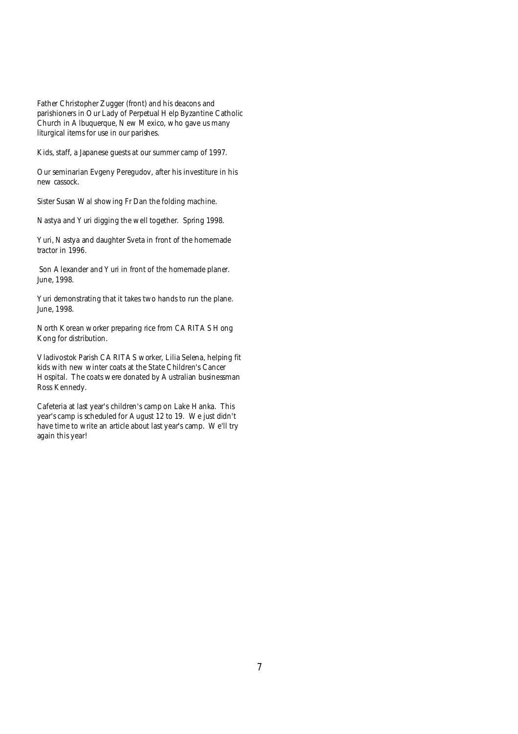Father Christopher Zugger (front) and his deacons and parishioners in Our Lady of Perpetual Help Byzantine Catholic Church in Albuquerque, New Mexico, who gave us many liturgical items for use in our parishes.

Kids, staff, a Japanese guests at our summer camp of 1997.

Our seminarian Evgeny Peregudov, after his investiture in his new cassock.

Sister Susan Wal showing Fr Dan the folding machine.

Nastya and Yuri digging the well together. Spring 1998.

Yuri, Nastya and daughter Sveta in front of the homemade tractor in 1996.

Son Alexander and Yuri in front of the homemade planer. June, 1998.

Yuri demonstrating that it takes two hands to run the plane. June, 1998.

North Korean worker preparing rice from CARITAS Hong Kong for distribution.

Vladivostok Parish CARITAS worker, Lilia Selena, helping fit kids with new winter coats at the State Children's Cancer Hospital. The coats were donated by Australian businessman Ross Kennedy.

Cafeteria at last year's children's camp on Lake Hanka. This year's camp is scheduled for August 12 to 19. We just didn't have time to write an article about last year's camp. We'll try again this year!